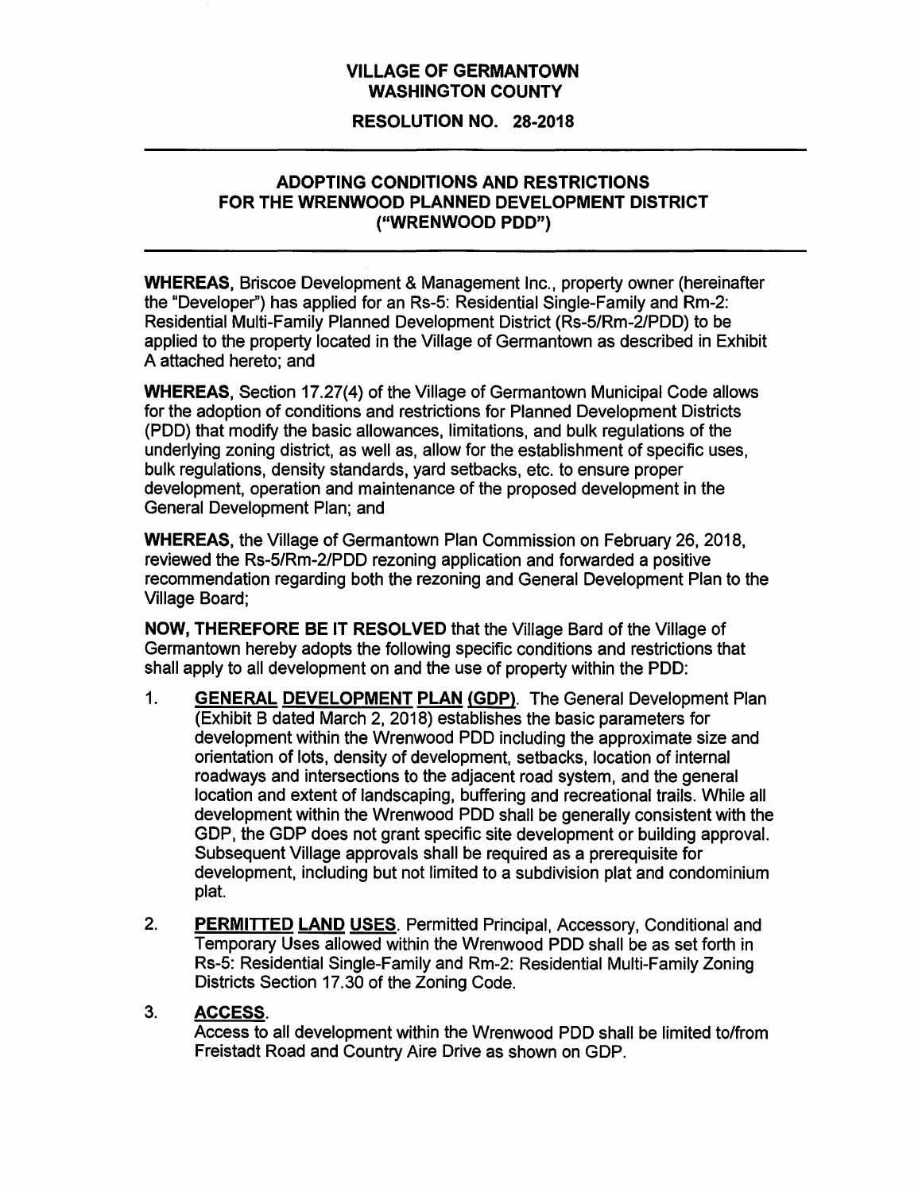# VILLAGE OF GERMANTOWN
# WASHINGTON COUNTY

## RESOLUTION NO. 28-2018

---

## ADOPTING CONDITIONS AND RESTRICTIONS FOR THE WRENWOOD PLANNED DEVELOPMENT DISTRICT ("WRENWOOD PDD")

---

**WHEREAS,** Briscoe Development & Management Inc., property owner (hereinafter the "Developer") has applied for an Rs-5: Residential Single-Family and Rm-2: Residential Multi-Family Planned Development District (Rs-5/Rm-2/PDD) to be applied to the property located in the Village of Germantown as described in Exhibit A attached hereto; and

**WHEREAS,** Section 17.27(4) of the Village of Germantown Municipal Code allows for the adoption of conditions and restrictions for Planned Development Districts (PDD) that modify the basic allowances, limitations, and bulk regulations of the underlying zoning district, as well as, allow for the establishment of specific uses, bulk regulations, density standards, yard setbacks, etc. to ensure proper development, operation and maintenance of the proposed development in the General Development Plan; and

**WHEREAS,** the Village of Germantown Plan Commission on February 26, 2018, reviewed the Rs-5/Rm-2/PDD rezoning application and forwarded a positive recommendation regarding both the rezoning and General Development Plan to the Village Board;

**NOW, THEREFORE BE IT RESOLVED** that the Village Bard of the Village of Germantown hereby adopts the following specific conditions and restrictions that shall apply to all development on and the use of property within the PDD:

1. **GENERAL DEVELOPMENT PLAN (GDP)**. The General Development Plan (Exhibit B dated March 2, 2018) establishes the basic parameters for development within the Wrenwood PDD including the approximate size and orientation of lots, density of development, setbacks, location of internal roadways and intersections to the adjacent road system, and the general location and extent of landscaping, buffering and recreational trails. While all development within the Wrenwood PDD shall be generally consistent with the GDP, the GDP does not grant specific site development or building approval. Subsequent Village approvals shall be required as a prerequisite for development, including but not limited to a subdivision plat and condominium plat.

2. **PERMITTED LAND USES**. Permitted Principal, Accessory, Conditional and Temporary Uses allowed within the Wrenwood PDD shall be as set forth in Rs-5: Residential Single-Family and Rm-2: Residential Multi-Family Zoning Districts Section 17.30 of the Zoning Code.

3. **ACCESS**.
   Access to all development within the Wrenwood PDD shall be limited to/from Freistadt Road and Country Aire Drive as shown on GDP.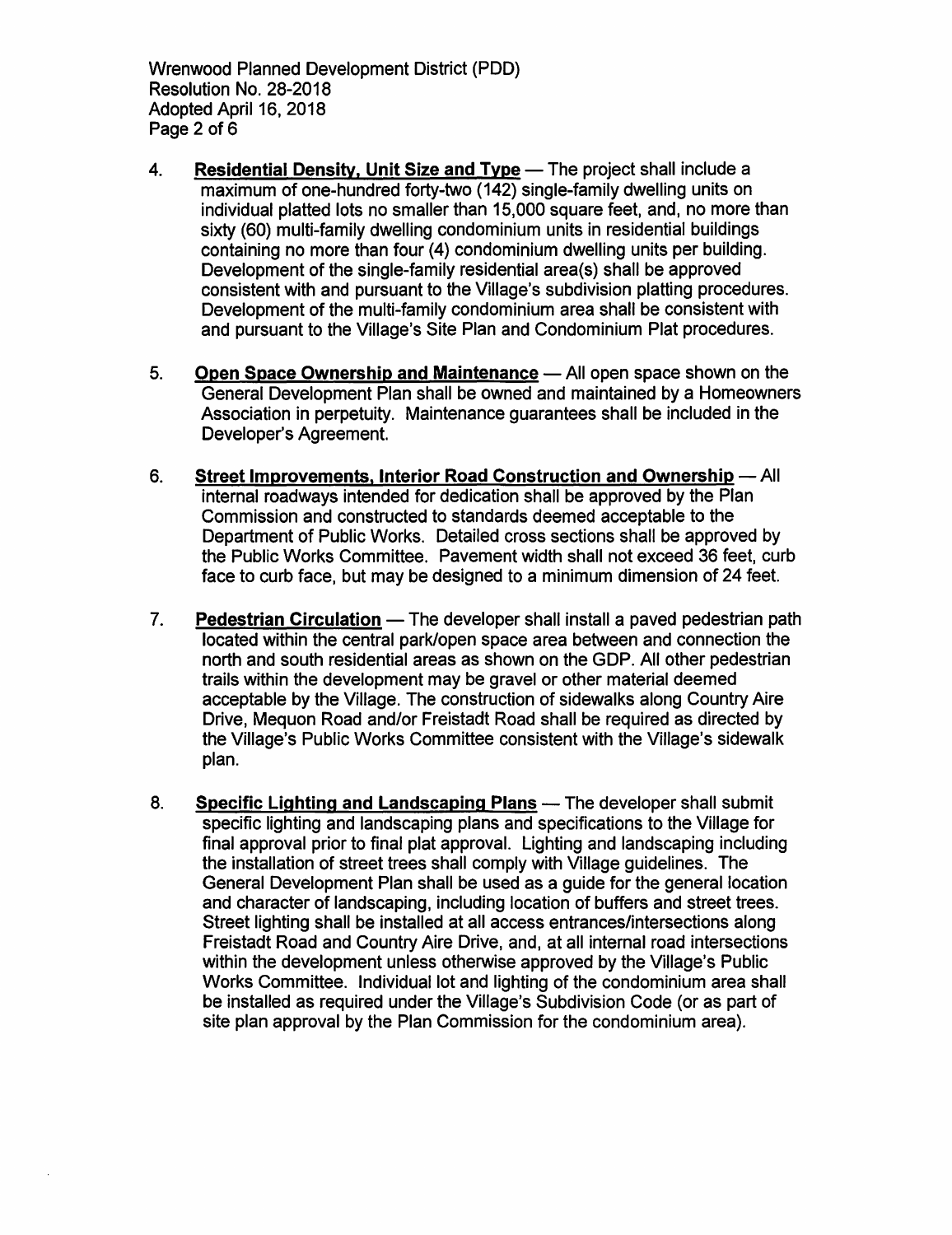4. **Residential Density, Unit Size and Type** — The project shall include a maximum of one-hundred forty-two (142) single-family dwelling units on individual platted lots no smaller than 15,000 square feet, and, no more than sixty (60) multi-family dwelling condominium units in residential buildings containing no more than four (4) condominium dwelling units per building. Development of the single-family residential area(s) shall be approved consistent with and pursuant to the Village's subdivision platting procedures. Development of the multi-family condominium area shall be consistent with and pursuant to the Village's Site Plan and Condominium Plat procedures.

5. **Open Space Ownership and Maintenance** — All open space shown on the General Development Plan shall be owned and maintained by a Homeowners Association in perpetuity. Maintenance guarantees shall be included in the Developer's Agreement.

6. **Street Improvements, Interior Road Construction and Ownership** — All internal roadways intended for dedication shall be approved by the Plan Commission and constructed to standards deemed acceptable to the Department of Public Works. Detailed cross sections shall be approved by the Public Works Committee. Pavement width shall not exceed 36 feet, curb face to curb face, but may be designed to a minimum dimension of 24 feet.

7. **Pedestrian Circulation** — The developer shall install a paved pedestrian path located within the central park/open space area between and connection the north and south residential areas as shown on the GDP. All other pedestrian trails within the development may be gravel or other material deemed acceptable by the Village. The construction of sidewalks along Country Aire Drive, Mequon Road and/or Freistadt Road shall be required as directed by the Village's Public Works Committee consistent with the Village's sidewalk plan.

8. **Specific Lighting and Landscaping Plans** — The developer shall submit specific lighting and landscaping plans and specifications to the Village for final approval prior to final plat approval. Lighting and landscaping including the installation of street trees shall comply with Village guidelines. The General Development Plan shall be used as a guide for the general location and character of landscaping, including location of buffers and street trees. Street lighting shall be installed at all access entrances/intersections along Freistadt Road and Country Aire Drive, and, at all internal road intersections within the development unless otherwise approved by the Village's Public Works Committee. Individual lot and lighting of the condominium area shall be installed as required under the Village's Subdivision Code (or as part of site plan approval by the Plan Commission for the condominium area).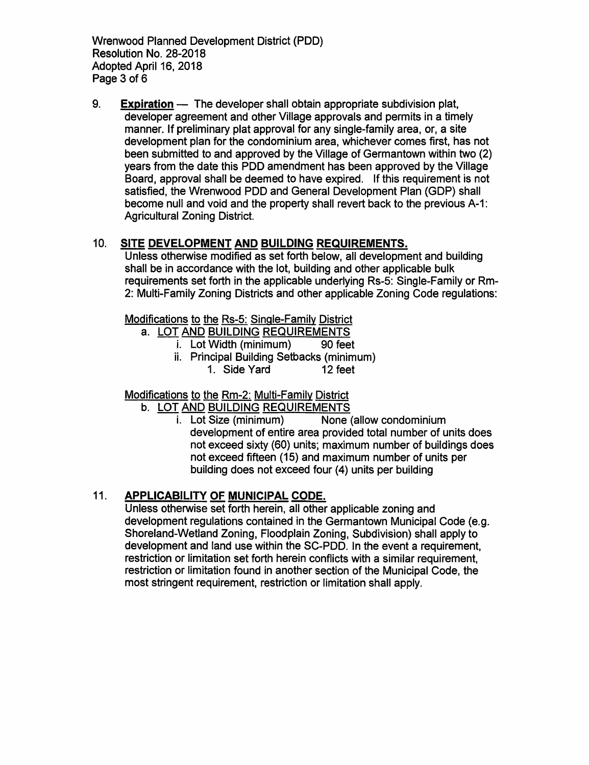9. **Expiration** — The developer shall obtain appropriate subdivision plat, developer agreement and other Village approvals and permits in a timely manner. If preliminary plat approval for any single-family area, or, a site development plan for the condominium area, whichever comes first, has not been submitted to and approved by the Village of Germantown within two (2) years from the date this PDD amendment has been approved by the Village Board, approval shall be deemed to have expired. If this requirement is not satisfied, the Wrenwood PDD and General Development Plan (GDP) shall become null and void and the property shall revert back to the previous A-1: Agricultural Zoning District.

10. **SITE DEVELOPMENT AND BUILDING REQUIREMENTS.**

Unless otherwise modified as set forth below, all development and building shall be in accordance with the lot, building and other applicable bulk requirements set forth in the applicable underlying Rs-5: Single-Family or Rm-2: Multi-Family Zoning Districts and other applicable Zoning Code regulations:

Modifications to the Rs-5: Single-Family District

a. LOT AND BUILDING REQUIREMENTS
   - i. Lot Width (minimum) 90 feet
   - ii. Principal Building Setbacks (minimum)
     1. Side Yard 12 feet

Modifications to the Rm-2: Multi-Family District

b. LOT AND BUILDING REQUIREMENTS
   - i. Lot Size (minimum) None (allow condominium development of entire area provided total number of units does not exceed sixty (60) units; maximum number of buildings does not exceed fifteen (15) and maximum number of units per building does not exceed four (4) units per building

11. **APPLICABILITY OF MUNICIPAL CODE.**

Unless otherwise set forth herein, all other applicable zoning and development regulations contained in the Germantown Municipal Code (e.g. Shoreland-Wetland Zoning, Floodplain Zoning, Subdivision) shall apply to development and land use within the SC-PDD. In the event a requirement, restriction or limitation set forth herein conflicts with a similar requirement, restriction or limitation found in another section of the Municipal Code, the most stringent requirement, restriction or limitation shall apply.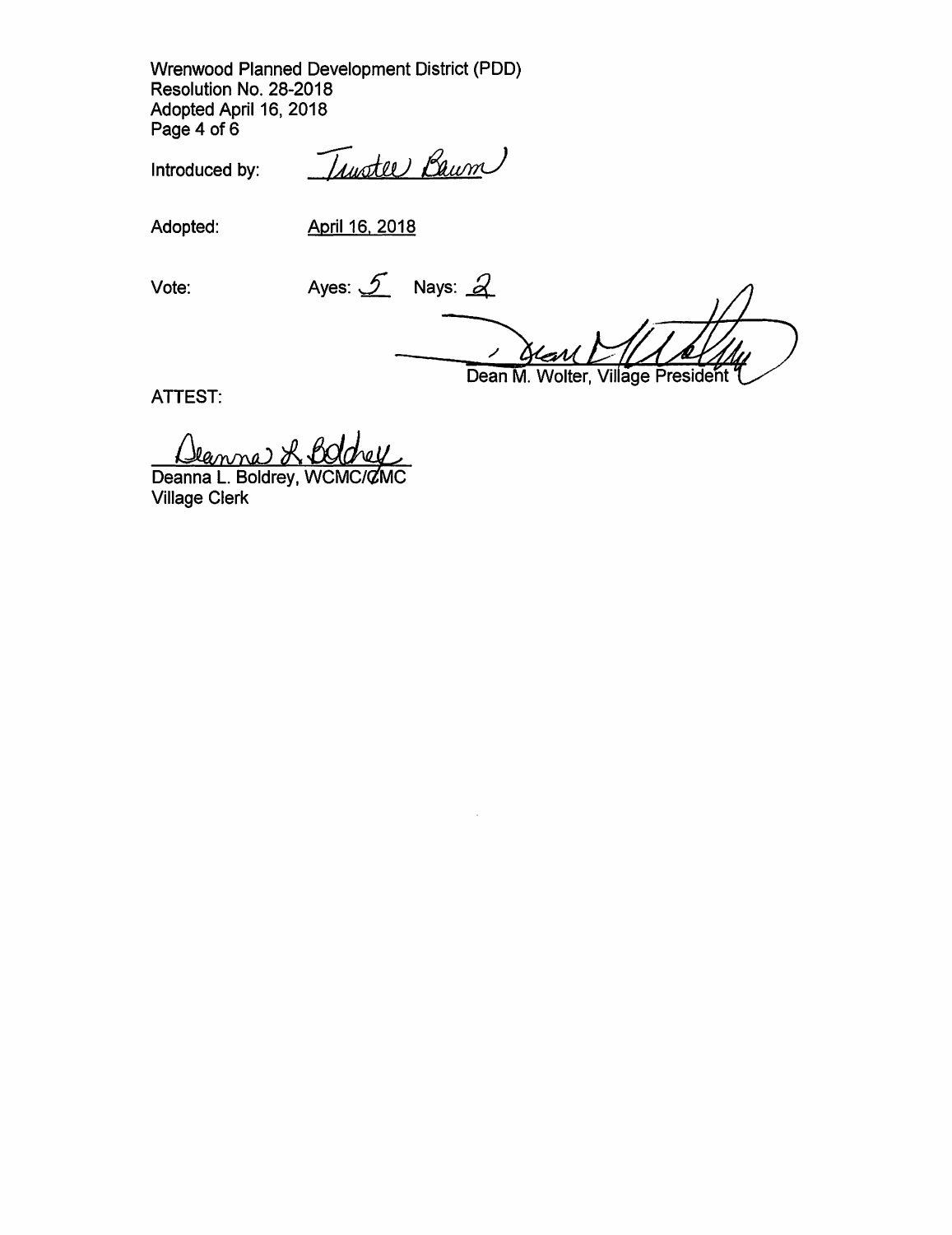Introduced by: Trustee Baum

Adopted: April 16, 2018

Vote: Ayes: 5 Nays: 2

Dean M. Wolter, Village President

ATTEST:

Deanna L. Boldrey, WCMC/CMC
Village Clerk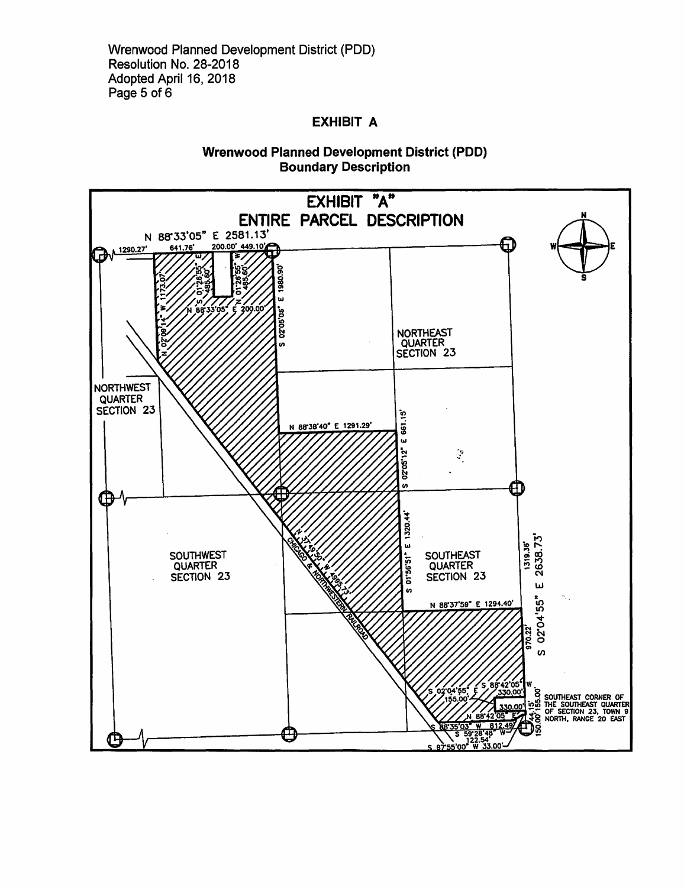## EXHIBIT A

### Wrenwood Planned Development District (PDD) Boundary Description

EXHIBIT "A"

ENTIRE PARCEL DESCRIPTION

N 88°33'05" E 2581.13'

1290.27' 641.76' 200.00' 449.10'

N 02°09'14" W 1173.07'

S 01°26'55" E 485.60'

N 01°26'55" W 485.60'

N 88°33'05" E 200.00'

S 02°05'06" E 1980.90'

NORTHEAST QUARTER SECTION 23

NORTHWEST QUARTER SECTION 23

N 88°38'40" E 1291.29'

S 02°05'12" E 661.15'

N 37°49'50" W 4995.73'

CHICAGO & NORTHWESTERN RAILROAD

SOUTHWEST QUARTER SECTION 23

S 01°56'51" E 1320.44'

SOUTHEAST QUARTER SECTION 23

1319.36'

S 02°04'55" E 2638.73'

N 88°37'59" E 1294.40'

970.22'

S 02°04'55" E 155.00'

S 88°42'05" W 330.00'

330.00'

N 88°42'05" E

44.15'

150.00' 155.00'

SOUTHEAST CORNER OF THE SOUTHEAST QUARTER OF SECTION 23, TOWN 9 NORTH, RANGE 20 EAST

S 88°35'03" W 812.49'

S 59°28'48" W 122.54'

S 87°55'00" W 33.00'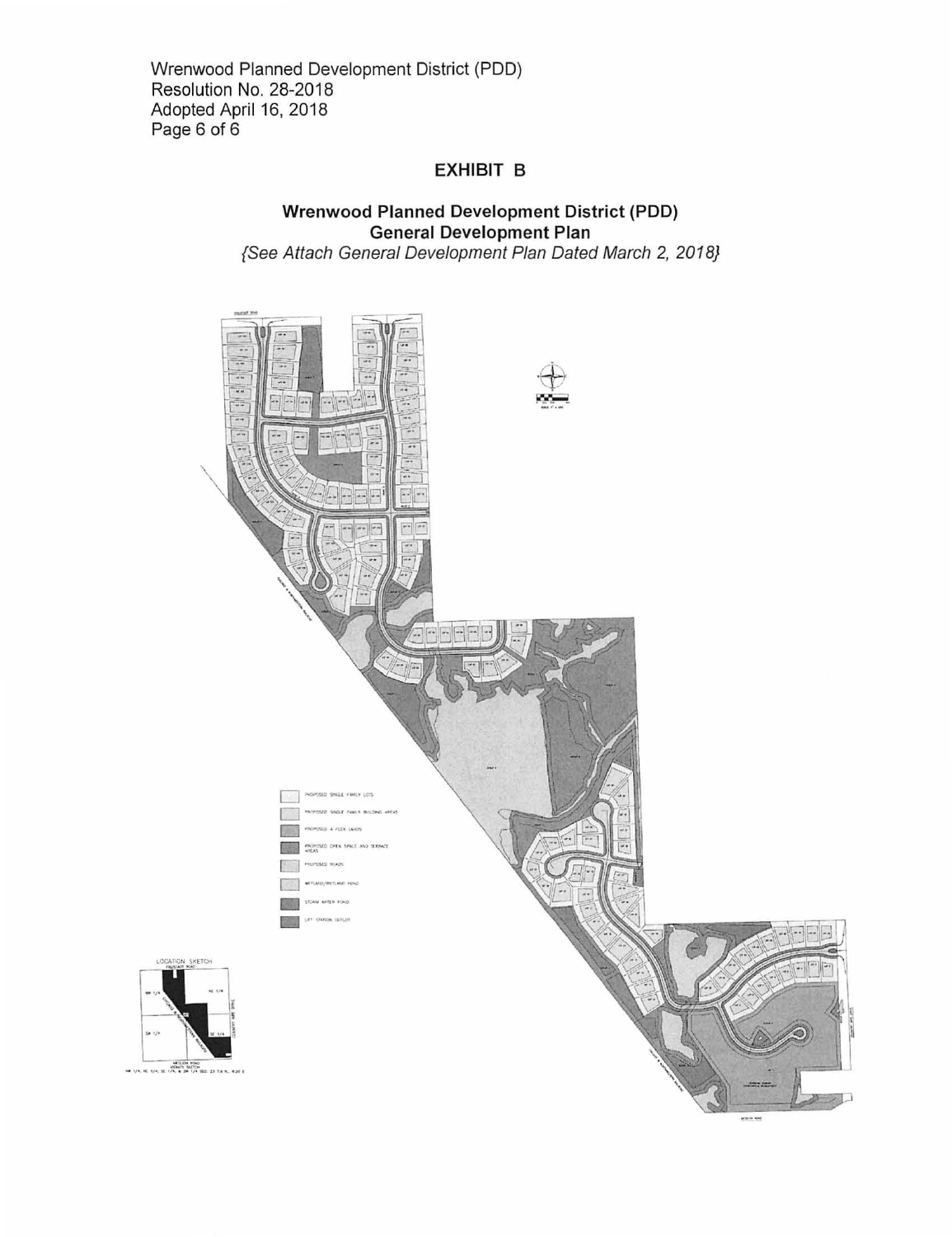## EXHIBIT B

### Wrenwood Planned Development District (PDD)
### General Development Plan

*{See Attach General Development Plan Dated March 2, 2018}*

PROPOSED SINGLE FAMILY LOTS

PROPOSED SINGLE FAMILY BUILDING AREAS

PROPOSED 4 FLEX LANDS

PROPOSED OPEN SPACE AND TERRACE AREAS

PROPOSED ROADS

WETLAND/WETLAND POND

STORM WATER POND

LIFT STATION OUTLOT

LOCATION SKETCH